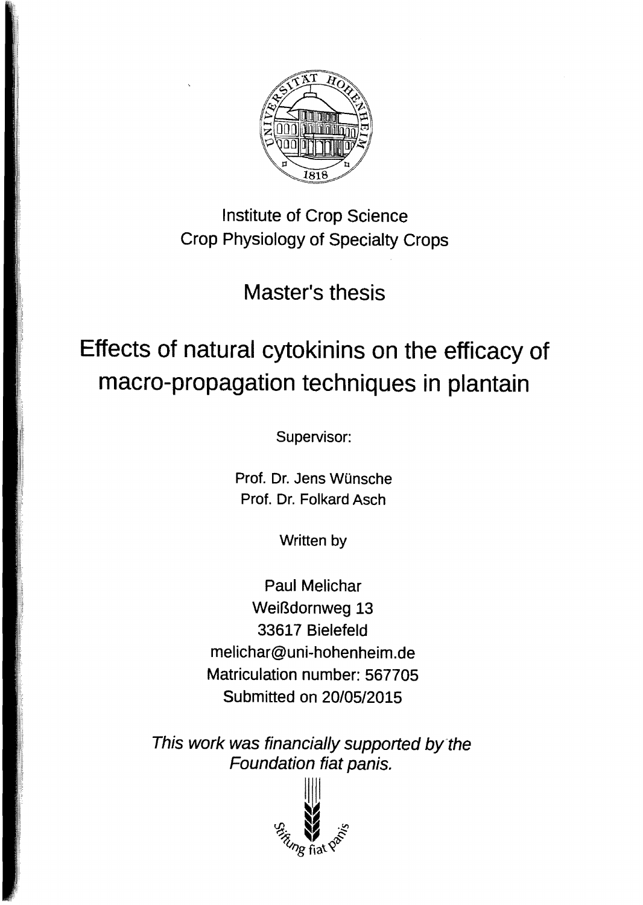Institute of Crop Science
Crop Physiology of Specialty Crops

Master's thesis

# Effects of natural cytokinins on the efficacy of macro-propagation techniques in plantain

Supervisor:

Prof. Dr. Jens Wünsche
Prof. Dr. Folkard Asch

Written by

Paul Melichar
Weißdornweg 13
33617 Bielefeld
melichar@uni-hohenheim.de
Matriculation number: 567705
Submitted on 20/05/2015

*This work was financially supported by the Foundation fiat panis.*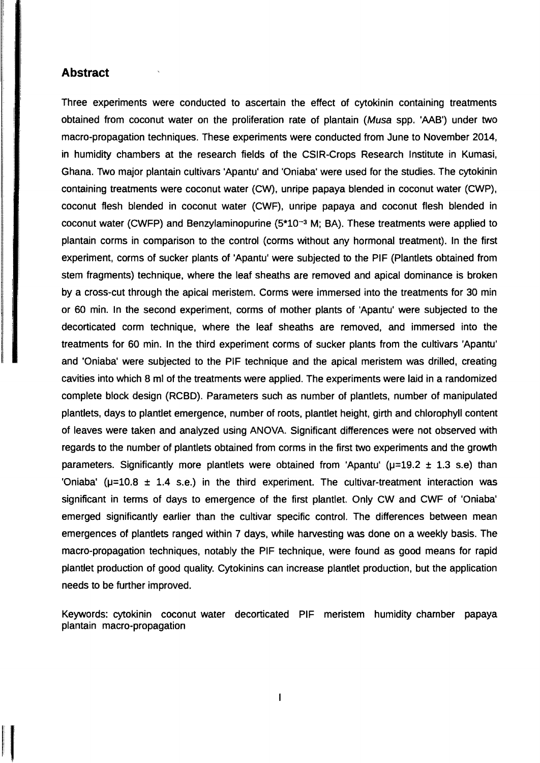## Abstract

Three experiments were conducted to ascertain the effect of cytokinin containing treatments obtained from coconut water on the proliferation rate of plantain (*Musa* spp. 'AAB') under two macro-propagation techniques. These experiments were conducted from June to November 2014, in humidity chambers at the research fields of the CSIR-Crops Research Institute in Kumasi, Ghana. Two major plantain cultivars 'Apantu' and 'Oniaba' were used for the studies. The cytokinin containing treatments were coconut water (CW), unripe papaya blended in coconut water (CWP), coconut flesh blended in coconut water (CWF), unripe papaya and coconut flesh blended in coconut water (CWFP) and Benzylaminopurine ($5*10^{-3}$ M; BA). These treatments were applied to plantain corms in comparison to the control (corms without any hormonal treatment). In the first experiment, corms of sucker plants of 'Apantu' were subjected to the PIF (Plantlets obtained from stem fragments) technique, where the leaf sheaths are removed and apical dominance is broken by a cross-cut through the apical meristem. Corms were immersed into the treatments for 30 min or 60 min. In the second experiment, corms of mother plants of 'Apantu' were subjected to the decorticated corm technique, where the leaf sheaths are removed, and immersed into the treatments for 60 min. In the third experiment corms of sucker plants from the cultivars 'Apantu' and 'Oniaba' were subjected to the PIF technique and the apical meristem was drilled, creating cavities into which 8 ml of the treatments were applied. The experiments were laid in a randomized complete block design (RCBD). Parameters such as number of plantlets, number of manipulated plantlets, days to plantlet emergence, number of roots, plantlet height, girth and chlorophyll content of leaves were taken and analyzed using ANOVA. Significant differences were not observed with regards to the number of plantlets obtained from corms in the first two experiments and the growth parameters. Significantly more plantlets were obtained from 'Apantu' ($\mu$=19.2 ± 1.3 s.e) than 'Oniaba' ($\mu$=10.8 ± 1.4 s.e.) in the third experiment. The cultivar-treatment interaction was significant in terms of days to emergence of the first plantlet. Only CW and CWF of 'Oniaba' emerged significantly earlier than the cultivar specific control. The differences between mean emergences of plantlets ranged within 7 days, while harvesting was done on a weekly basis. The macro-propagation techniques, notably the PIF technique, were found as good means for rapid plantlet production of good quality. Cytokinins can increase plantlet production, but the application needs to be further improved.

Keywords: cytokinin coconut water decorticated PIF meristem humidity chamber papaya plantain macro-propagation